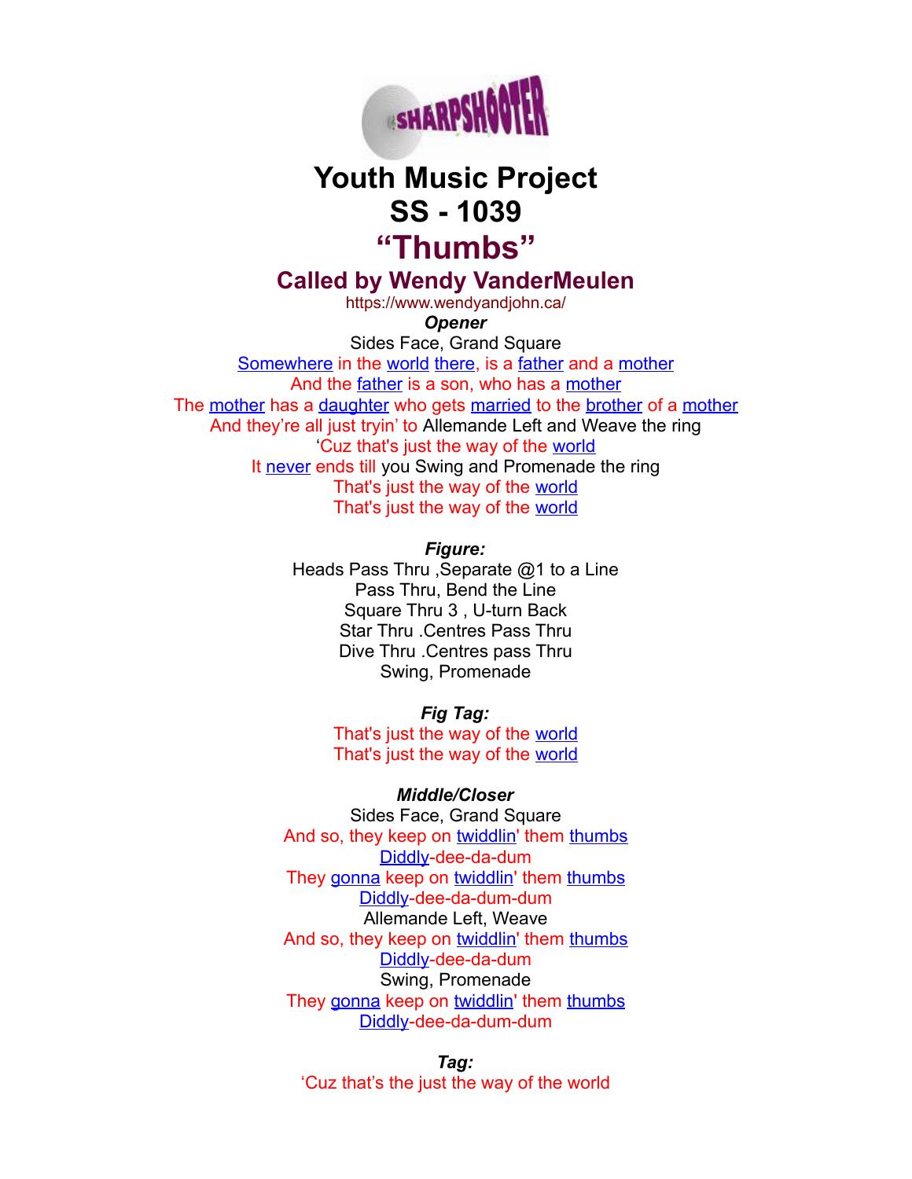# Youth Music Project
# SS - 1039
# "Thumbs"
## Called by Wendy VanderMeulen

https://www.wendyandjohn.ca/

***Opener***

Sides Face, Grand Square
Somewhere in the world there, is a father and a mother
And the father is a son, who has a mother
The mother has a daughter who gets married to the brother of a mother
And they're all just tryin' to Allemande Left and Weave the ring
'Cuz that's just the way of the world
It never ends till you Swing and Promenade the ring
That's just the way of the world
That's just the way of the world

***Figure:***

Heads Pass Thru ,Separate @1 to a Line
Pass Thru, Bend the Line
Square Thru 3 , U-turn Back
Star Thru .Centres Pass Thru
Dive Thru .Centres pass Thru
Swing, Promenade

***Fig Tag:***

That's just the way of the world
That's just the way of the world

***Middle/Closer***

Sides Face, Grand Square
And so, they keep on twiddlin' them thumbs
Diddly-dee-da-dum
They gonna keep on twiddlin' them thumbs
Diddly-dee-da-dum-dum
Allemande Left, Weave
And so, they keep on twiddlin' them thumbs
Diddly-dee-da-dum
Swing, Promenade
They gonna keep on twiddlin' them thumbs
Diddly-dee-da-dum-dum

***Tag:***

'Cuz that's the just the way of the world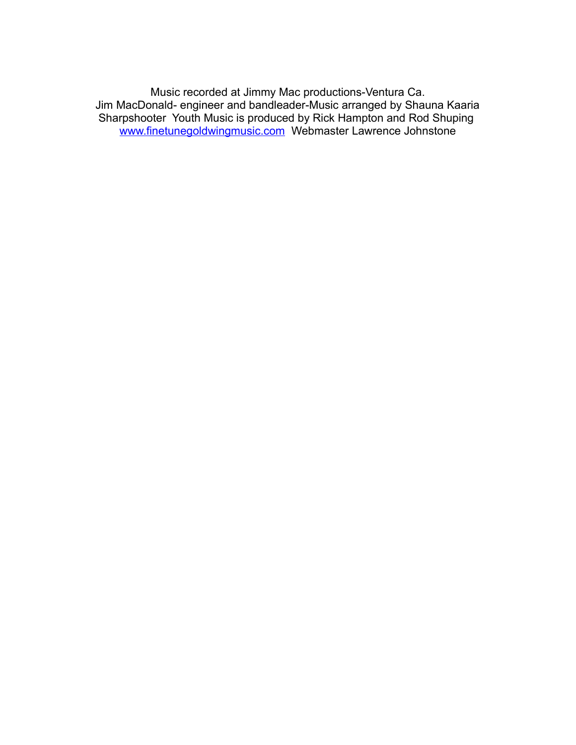Music recorded at Jimmy Mac productions-Ventura Ca.
Jim MacDonald- engineer and bandleader-Music arranged by Shauna Kaaria
Sharpshooter Youth Music is produced by Rick Hampton and Rod Shuping
[www.finetunegoldwingmusic.com](http://www.finetunegoldwingmusic.com) Webmaster Lawrence Johnstone